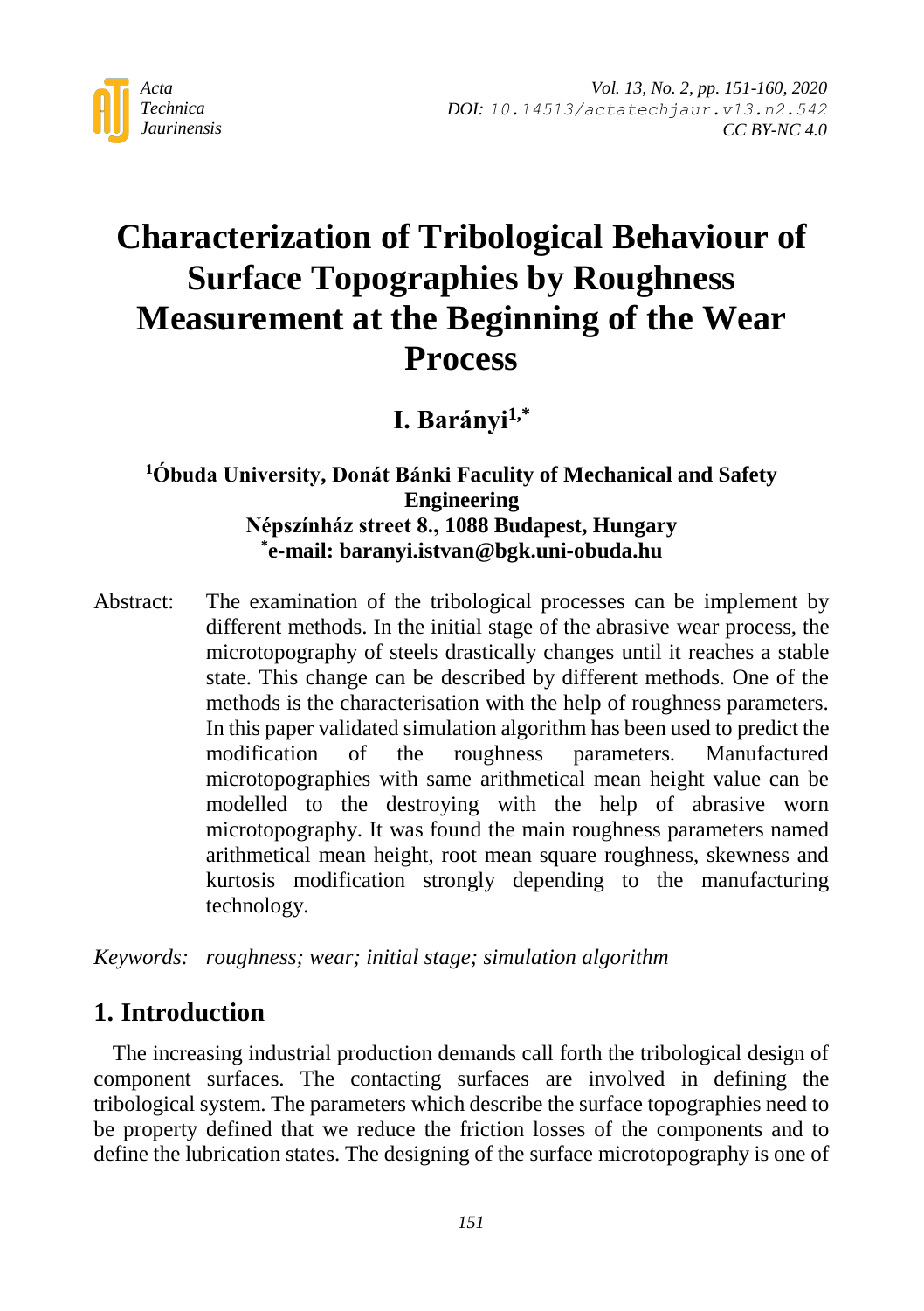# Characterization of Tribological Behaviour of Surface Topographies by Roughness Measurement at the Beginning of the Wear Process

**I. Barányi[1,*]**

**[1]Óbuda University, Donát Bánki Faculty of Mechanical and Safety Engineering**
**Népszínház street 8., 1088 Budapest, Hungary**
**[*]e-mail: baranyi.istvan@bgk.uni-obuda.hu**

Abstract: The examination of the tribological processes can be implement by different methods. In the initial stage of the abrasive wear process, the microtopography of steels drastically changes until it reaches a stable state. This change can be described by different methods. One of the methods is the characterisation with the help of roughness parameters. In this paper validated simulation algorithm has been used to predict the modification of the roughness parameters. Manufactured microtopographies with same arithmetical mean height value can be modelled to the destroying with the help of abrasive worn microtopography. It was found the main roughness parameters named arithmetical mean height, root mean square roughness, skewness and kurtosis modification strongly depending to the manufacturing technology.

*Keywords: roughness; wear; initial stage; simulation algorithm*

## 1. Introduction

The increasing industrial production demands call forth the tribological design of component surfaces. The contacting surfaces are involved in defining the tribological system. The parameters which describe the surface topographies need to be property defined that we reduce the friction losses of the components and to define the lubrication states. The designing of the surface microtopography is one of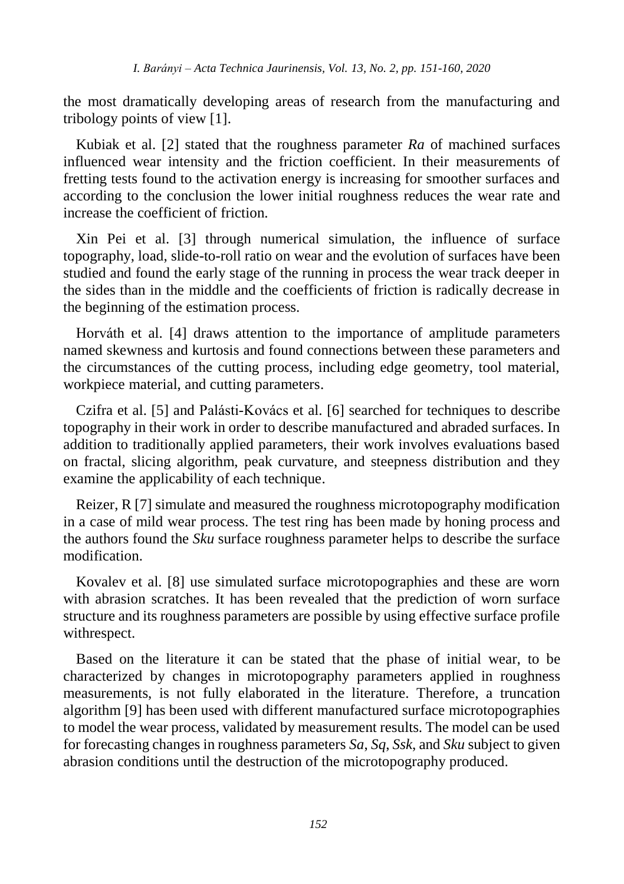the most dramatically developing areas of research from the manufacturing and tribology points of view [1].

Kubiak et al. [2] stated that the roughness parameter *Ra* of machined surfaces influenced wear intensity and the friction coefficient. In their measurements of fretting tests found to the activation energy is increasing for smoother surfaces and according to the conclusion the lower initial roughness reduces the wear rate and increase the coefficient of friction.

Xin Pei et al. [3] through numerical simulation, the influence of surface topography, load, slide-to-roll ratio on wear and the evolution of surfaces have been studied and found the early stage of the running in process the wear track deeper in the sides than in the middle and the coefficients of friction is radically decrease in the beginning of the estimation process.

Horváth et al. [4] draws attention to the importance of amplitude parameters named skewness and kurtosis and found connections between these parameters and the circumstances of the cutting process, including edge geometry, tool material, workpiece material, and cutting parameters.

Czifra et al. [5] and Palásti-Kovács et al. [6] searched for techniques to describe topography in their work in order to describe manufactured and abraded surfaces. In addition to traditionally applied parameters, their work involves evaluations based on fractal, slicing algorithm, peak curvature, and steepness distribution and they examine the applicability of each technique.

Reizer, R [7] simulate and measured the roughness microtopography modification in a case of mild wear process. The test ring has been made by honing process and the authors found the *Sku* surface roughness parameter helps to describe the surface modification.

Kovalev et al. [8] use simulated surface microtopographies and these are worn with abrasion scratches. It has been revealed that the prediction of worn surface structure and its roughness parameters are possible by using effective surface profile withrespect.

Based on the literature it can be stated that the phase of initial wear, to be characterized by changes in microtopography parameters applied in roughness measurements, is not fully elaborated in the literature. Therefore, a truncation algorithm [9] has been used with different manufactured surface microtopographies to model the wear process, validated by measurement results. The model can be used for forecasting changes in roughness parameters *Sa*, *Sq*, *Ssk*, and *Sku* subject to given abrasion conditions until the destruction of the microtopography produced.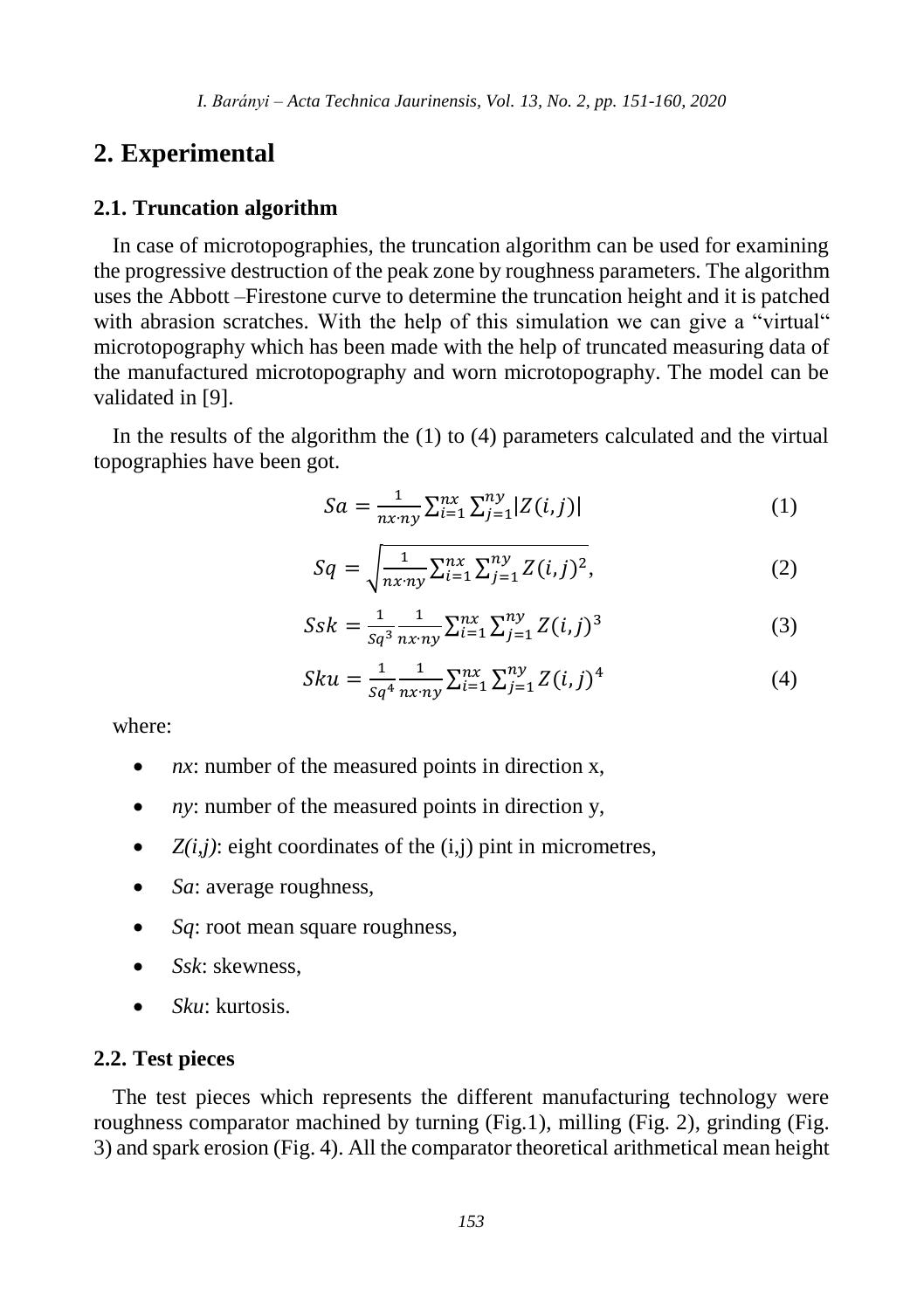## 2. Experimental

### 2.1. Truncation algorithm

In case of microtopographies, the truncation algorithm can be used for examining the progressive destruction of the peak zone by roughness parameters. The algorithm uses the Abbott –Firestone curve to determine the truncation height and it is patched with abrasion scratches. With the help of this simulation we can give a "virtual" microtopography which has been made with the help of truncated measuring data of the manufactured microtopography and worn microtopography. The model can be validated in [9].

In the results of the algorithm the (1) to (4) parameters calculated and the virtual topographies have been got.

$$Sa = \frac{1}{nx \cdot ny} \sum_{i=1}^{nx} \sum_{j=1}^{ny} |Z(i,j)| \tag{1}$$

$$Sq = \sqrt{\frac{1}{nx \cdot ny} \sum_{i=1}^{nx} \sum_{j=1}^{ny} Z(i,j)^2}, \tag{2}$$

$$Ssk = \frac{1}{Sq^3} \frac{1}{nx \cdot ny} \sum_{i=1}^{nx} \sum_{j=1}^{ny} Z(i,j)^3 \tag{3}$$

$$Sku = \frac{1}{Sq^4} \frac{1}{nx \cdot ny} \sum_{i=1}^{nx} \sum_{j=1}^{ny} Z(i,j)^4 \tag{4}$$

where:

- $nx$: number of the measured points in direction x,
- $ny$: number of the measured points in direction y,
- $Z(i,j)$: eight coordinates of the (i,j) pint in micrometres,
- $Sa$: average roughness,
- $Sq$: root mean square roughness,
- $Ssk$: skewness,
- $Sku$: kurtosis.

### 2.2. Test pieces

The test pieces which represents the different manufacturing technology were roughness comparator machined by turning (Fig.1), milling (Fig. 2), grinding (Fig. 3) and spark erosion (Fig. 4). All the comparator theoretical arithmetical mean height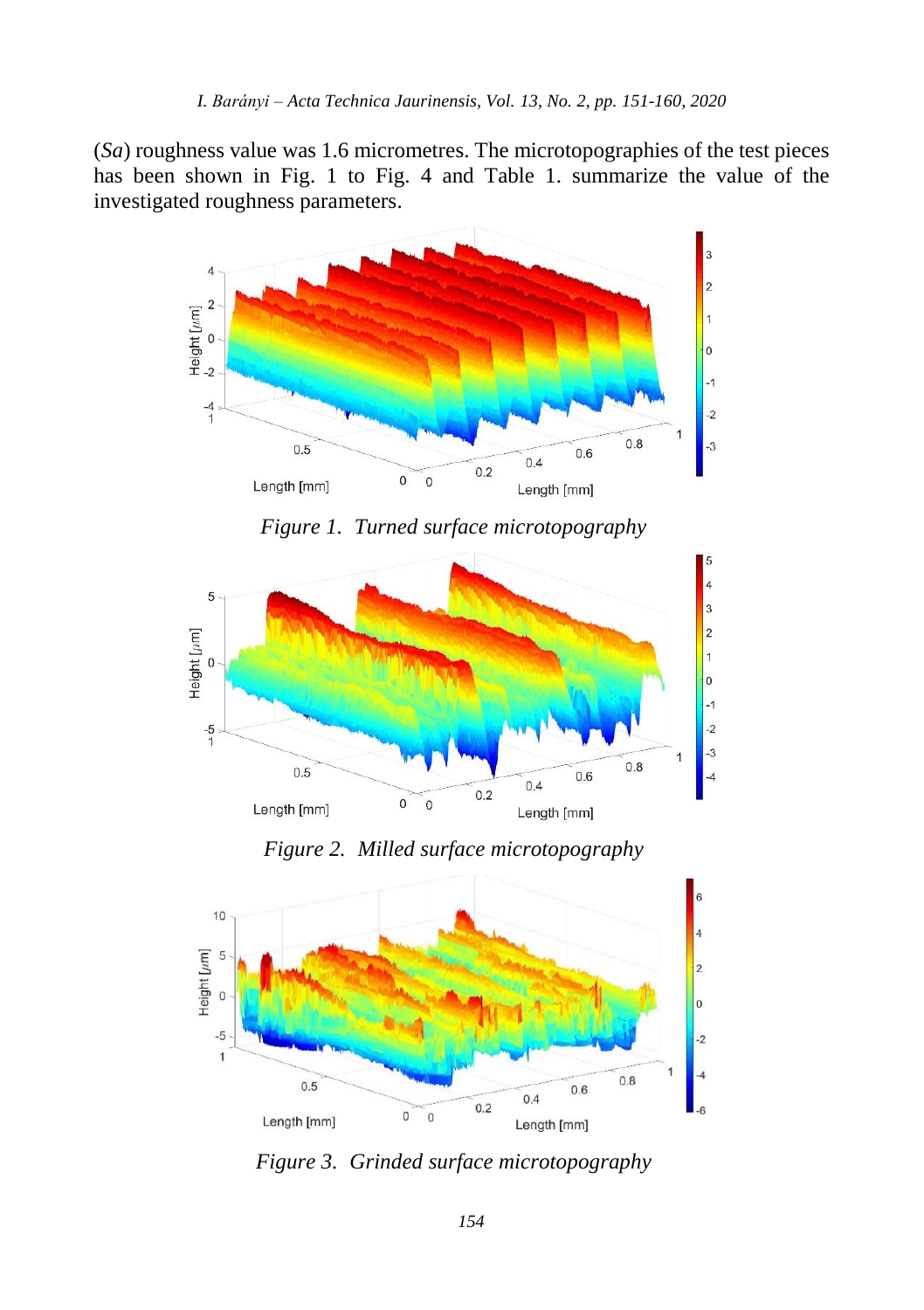(*Sa*) roughness value was 1.6 micrometres. The microtopographies of the test pieces has been shown in Fig. 1 to Fig. 4 and Table 1. summarize the value of the investigated roughness parameters.

*Figure 1. Turned surface microtopography*

*Figure 2. Milled surface microtopography*

*Figure 3. Grinded surface microtopography*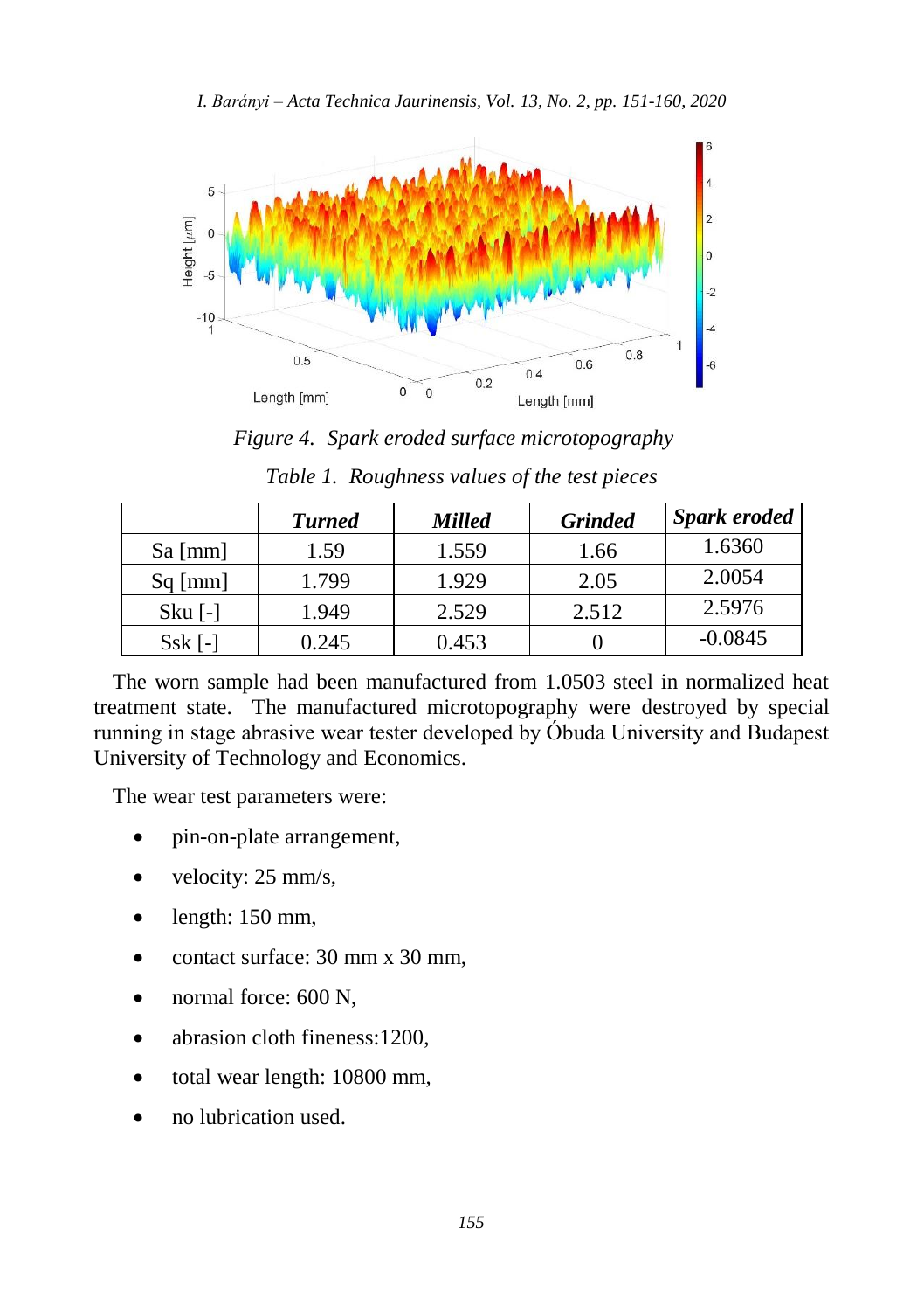*Figure 4. Spark eroded surface microtopography*

*Table 1. Roughness values of the test pieces*

| | ***Turned*** | ***Milled*** | ***Grinded*** | ***Spark eroded*** |
|---|---|---|---|---|
| Sa [mm] | 1.59 | 1.559 | 1.66 | 1.6360 |
| Sq [mm] | 1.799 | 1.929 | 2.05 | 2.0054 |
| Sku [-] | 1.949 | 2.529 | 2.512 | 2.5976 |
| Ssk [-] | 0.245 | 0.453 | 0 | -0.0845 |

The worn sample had been manufactured from 1.0503 steel in normalized heat treatment state. The manufactured microtopography were destroyed by special running in stage abrasive wear tester developed by Óbuda University and Budapest University of Technology and Economics.

The wear test parameters were:

- pin-on-plate arrangement,
- velocity: 25 mm/s,
- length: 150 mm,
- contact surface: 30 mm x 30 mm,
- normal force: 600 N,
- abrasion cloth fineness:1200,
- total wear length: 10800 mm,
- no lubrication used.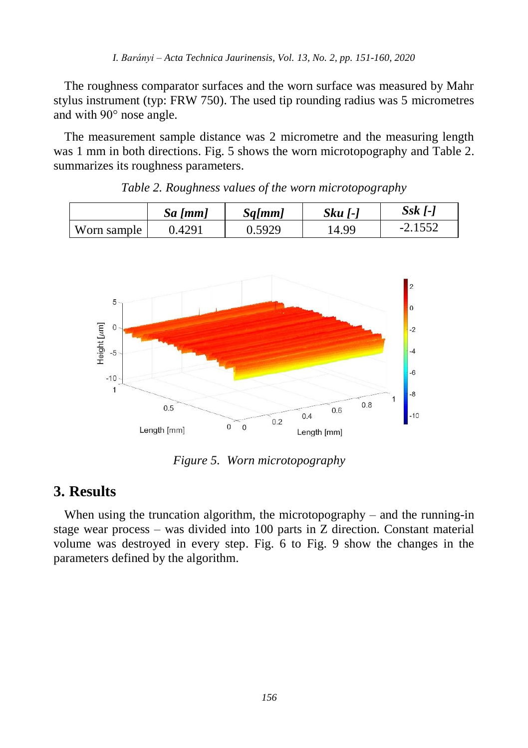The roughness comparator surfaces and the worn surface was measured by Mahr stylus instrument (typ: FRW 750). The used tip rounding radius was 5 micrometres and with 90° nose angle.

The measurement sample distance was 2 micrometre and the measuring length was 1 mm in both directions. Fig. 5 shows the worn microtopography and Table 2. summarizes its roughness parameters.

*Table 2. Roughness values of the worn microtopography*

| | ***Sa [mm]*** | ***Sq[mm]*** | ***Sku [-]*** | ***Ssk [-]*** |
|---|---|---|---|---|
| Worn sample | 0.4291 | 0.5929 | 14.99 | -2.1552 |

*Figure 5. Worn microtopography*

## 3. Results

When using the truncation algorithm, the microtopography – and the running-in stage wear process – was divided into 100 parts in Z direction. Constant material volume was destroyed in every step. Fig. 6 to Fig. 9 show the changes in the parameters defined by the algorithm.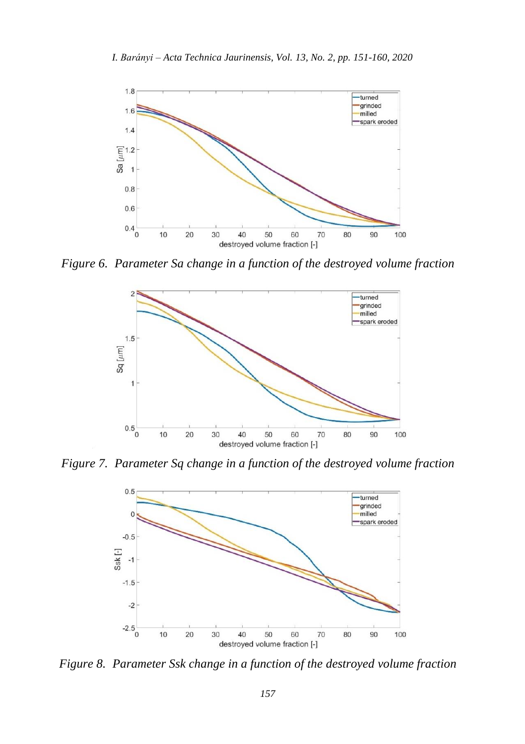*Figure 6. Parameter Sa change in a function of the destroyed volume fraction*

*Figure 7. Parameter Sq change in a function of the destroyed volume fraction*

*Figure 8. Parameter Ssk change in a function of the destroyed volume fraction*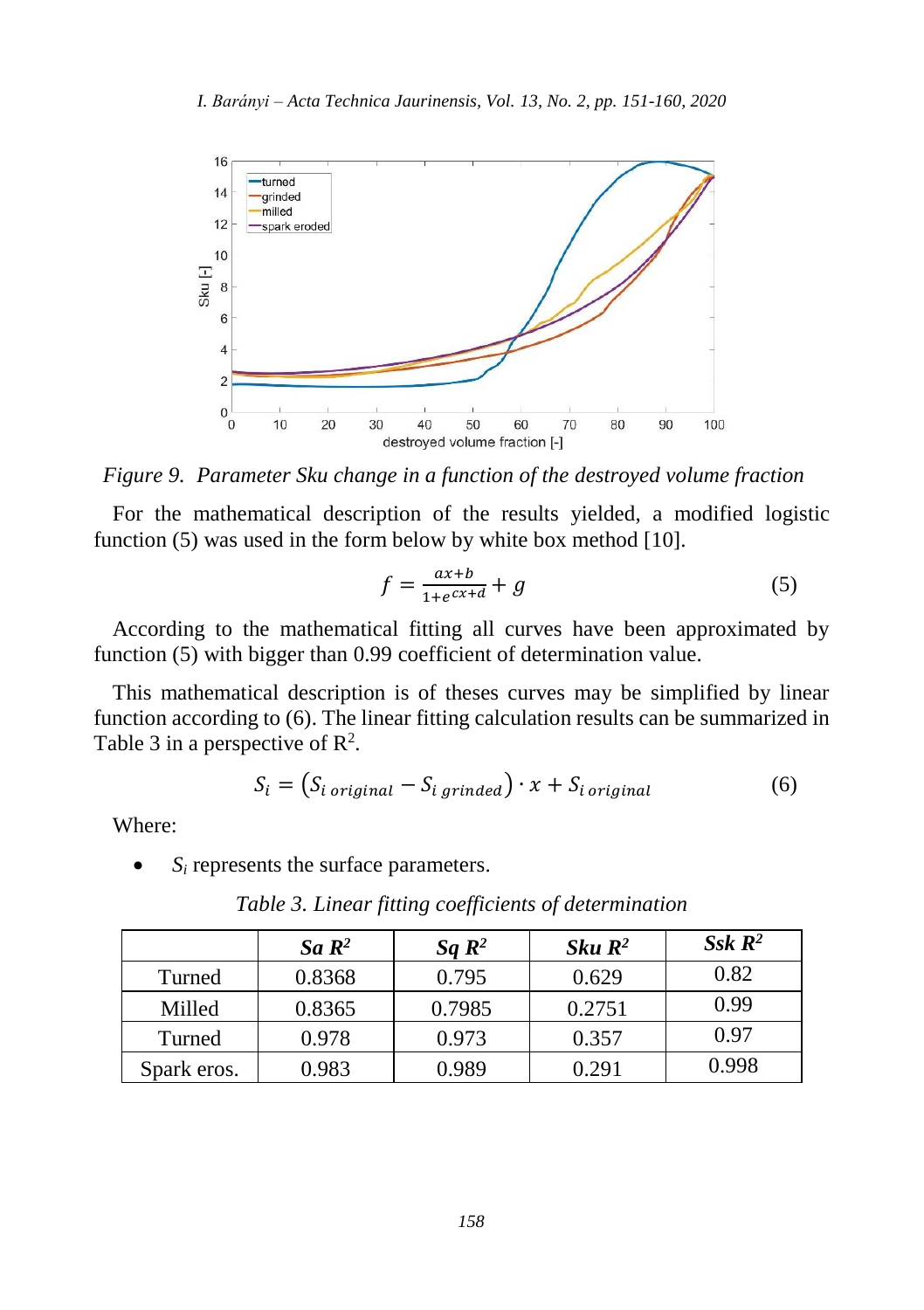*Figure 9. Parameter Sku change in a function of the destroyed volume fraction*

For the mathematical description of the results yielded, a modified logistic function (5) was used in the form below by white box method [10].

$$f = \frac{ax+b}{1+e^{cx+d}} + g \qquad (5)$$

According to the mathematical fitting all curves have been approximated by function (5) with bigger than 0.99 coefficient of determination value.

This mathematical description is of theses curves may be simplified by linear function according to (6). The linear fitting calculation results can be summarized in Table 3 in a perspective of $R^2$.

$$S_i = \left(S_{i\,original} - S_{i\,grinded}\right) \cdot x + S_{i\,original} \qquad (6)$$

Where:

- $S_i$ represents the surface parameters.

*Table 3. Linear fitting coefficients of determination*

| | ***Sa $R^2$*** | ***Sq $R^2$*** | ***Sku $R^2$*** | ***Ssk $R^2$*** |
|---|---|---|---|---|
| Turned | 0.8368 | 0.795 | 0.629 | 0.82 |
| Milled | 0.8365 | 0.7985 | 0.2751 | 0.99 |
| Turned | 0.978 | 0.973 | 0.357 | 0.97 |
| Spark eros. | 0.983 | 0.989 | 0.291 | 0.998 |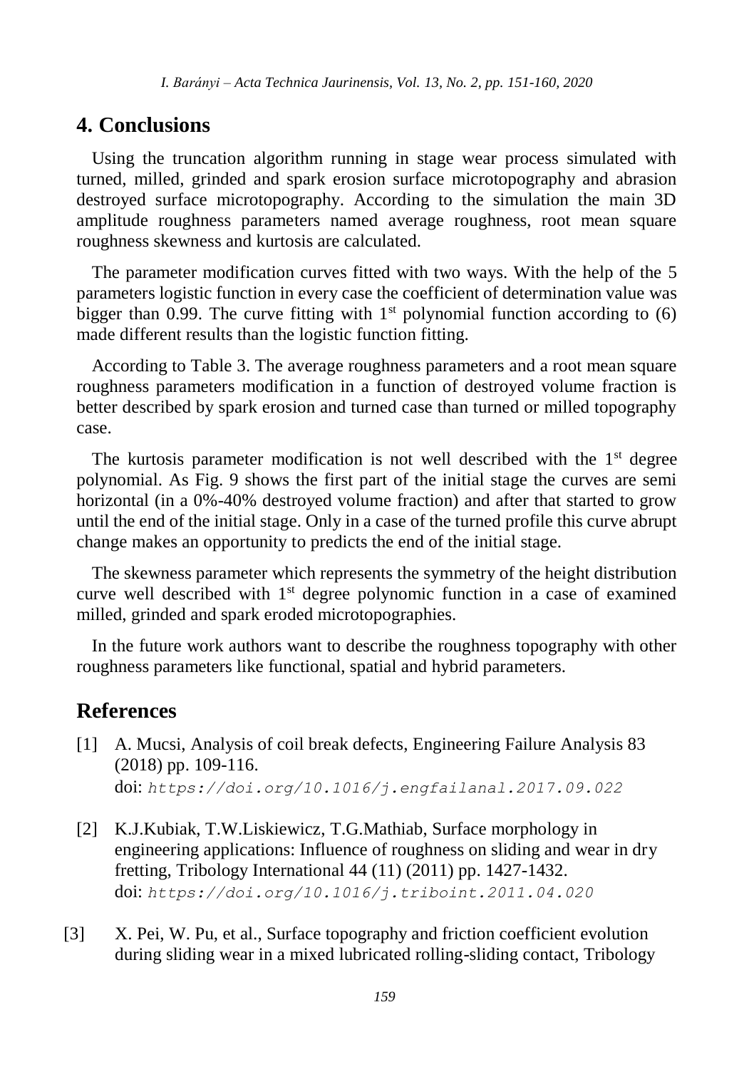## 4. Conclusions

Using the truncation algorithm running in stage wear process simulated with turned, milled, grinded and spark erosion surface microtopography and abrasion destroyed surface microtopography. According to the simulation the main 3D amplitude roughness parameters named average roughness, root mean square roughness skewness and kurtosis are calculated.

The parameter modification curves fitted with two ways. With the help of the 5 parameters logistic function in every case the coefficient of determination value was bigger than 0.99. The curve fitting with 1st polynomial function according to (6) made different results than the logistic function fitting.

According to Table 3. The average roughness parameters and a root mean square roughness parameters modification in a function of destroyed volume fraction is better described by spark erosion and turned case than turned or milled topography case.

The kurtosis parameter modification is not well described with the 1st degree polynomial. As Fig. 9 shows the first part of the initial stage the curves are semi horizontal (in a 0%-40% destroyed volume fraction) and after that started to grow until the end of the initial stage. Only in a case of the turned profile this curve abrupt change makes an opportunity to predicts the end of the initial stage.

The skewness parameter which represents the symmetry of the height distribution curve well described with 1st degree polynomic function in a case of examined milled, grinded and spark eroded microtopographies.

In the future work authors want to describe the roughness topography with other roughness parameters like functional, spatial and hybrid parameters.

## References

[1] A. Mucsi, Analysis of coil break defects, Engineering Failure Analysis 83 (2018) pp. 109-116.
doi: https://doi.org/10.1016/j.engfailanal.2017.09.022

[2] K.J.Kubiak, T.W.Liskiewicz, T.G.Mathiab, Surface morphology in engineering applications: Influence of roughness on sliding and wear in dry fretting, Tribology International 44 (11) (2011) pp. 1427-1432.
doi: https://doi.org/10.1016/j.triboint.2011.04.020

[3] X. Pei, W. Pu, et al., Surface topography and friction coefficient evolution during sliding wear in a mixed lubricated rolling-sliding contact, Tribology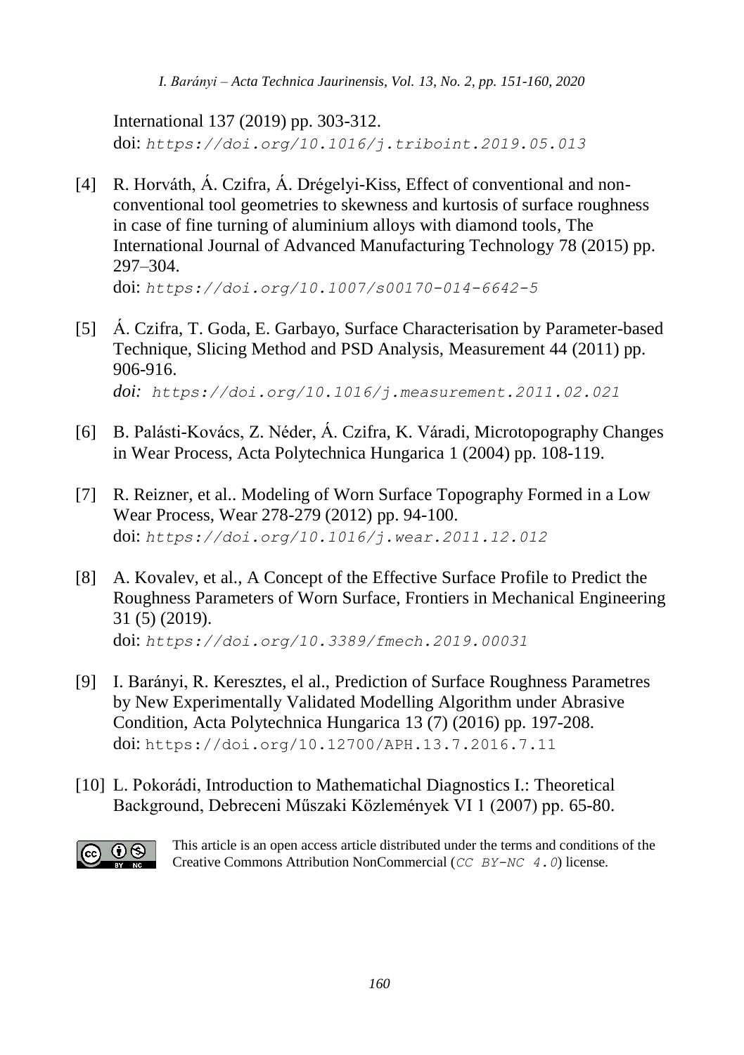International 137 (2019) pp. 303-312.
doi: *https://doi.org/10.1016/j.triboint.2019.05.013*

[4] R. Horváth, Á. Czifra, Á. Drégelyi-Kiss, Effect of conventional and non-conventional tool geometries to skewness and kurtosis of surface roughness in case of fine turning of aluminium alloys with diamond tools, The International Journal of Advanced Manufacturing Technology 78 (2015) pp. 297–304.
doi: *https://doi.org/10.1007/s00170-014-6642-5*

[5] Á. Czifra, T. Goda, E. Garbayo, Surface Characterisation by Parameter-based Technique, Slicing Method and PSD Analysis, Measurement 44 (2011) pp. 906-916.
*doi: https://doi.org/10.1016/j.measurement.2011.02.021*

[6] B. Palásti-Kovács, Z. Néder, Á. Czifra, K. Váradi, Microtopography Changes in Wear Process, Acta Polytechnica Hungarica 1 (2004) pp. 108-119.

[7] R. Reizner, et al.. Modeling of Worn Surface Topography Formed in a Low Wear Process, Wear 278-279 (2012) pp. 94-100.
doi: *https://doi.org/10.1016/j.wear.2011.12.012*

[8] A. Kovalev, et al., A Concept of the Effective Surface Profile to Predict the Roughness Parameters of Worn Surface, Frontiers in Mechanical Engineering 31 (5) (2019).
doi: *https://doi.org/10.3389/fmech.2019.00031*

[9] I. Barányi, R. Keresztes, el al., Prediction of Surface Roughness Parametres by New Experimentally Validated Modelling Algorithm under Abrasive Condition, Acta Polytechnica Hungarica 13 (7) (2016) pp. 197-208.
doi: https://doi.org/10.12700/APH.13.7.2016.7.11

[10] L. Pokorádi, Introduction to Mathematichal Diagnostics I.: Theoretical Background, Debreceni Műszaki Közlemények VI 1 (2007) pp. 65-80.

This article is an open access article distributed under the terms and conditions of the Creative Commons Attribution NonCommercial (*CC BY-NC 4.0*) license.